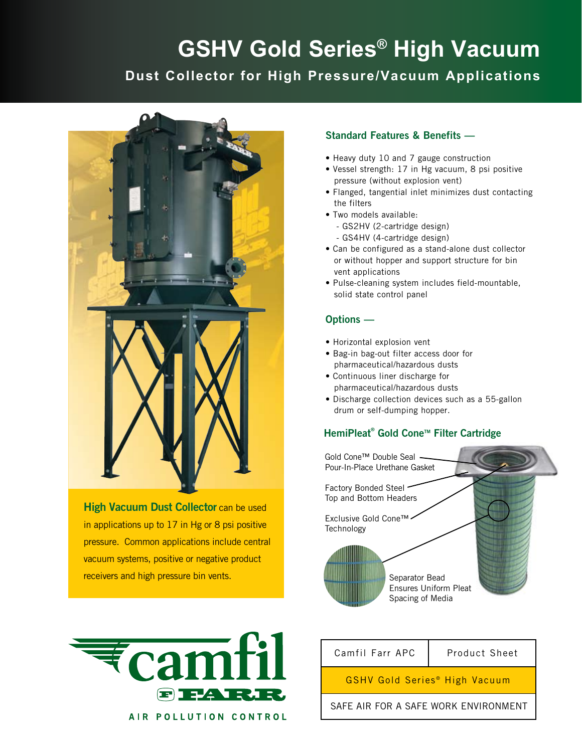# GSHV Gold Series® High Vacuum

## Dust Collector for High Pressure/Vacuum Applications

**High Vacuum Dust Collector** can be used in applications up to 17 in Hg or 8 psi positive pressure. Common applications include central vacuum systems, positive or negative product receivers and high pressure bin vents.

### Standard Features & Benefits —

- Heavy duty 10 and 7 gauge construction
- Vessel strength: 17 in Hg vacuum, 8 psi positive pressure (without explosion vent)
- Flanged, tangential inlet minimizes dust contacting the filters
- Two models available:
  - GS2HV (2-cartridge design)
  - GS4HV (4-cartridge design)
- Can be configured as a stand-alone dust collector or without hopper and support structure for bin vent applications
- Pulse-cleaning system includes field-mountable, solid state control panel

### Options —

- Horizontal explosion vent
- Bag-in bag-out filter access door for pharmaceutical/hazardous dusts
- Continuous liner discharge for pharmaceutical/hazardous dusts
- Discharge collection devices such as a 55-gallon drum or self-dumping hopper.

### HemiPleat® Gold Cone™ Filter Cartridge

- Gold Cone™ Double Seal Pour-In-Place Urethane Gasket
- Factory Bonded Steel Top and Bottom Headers
- Exclusive Gold Cone™ Technology
- Separator Bead Ensures Uniform Pleat Spacing of Media

camfil FARR — AIR POLLUTION CONTROL

| Camfil Farr APC | Product Sheet |
|---|---|
| GSHV Gold Series® High Vacuum | |
| SAFE AIR FOR A SAFE WORK ENVIRONMENT | |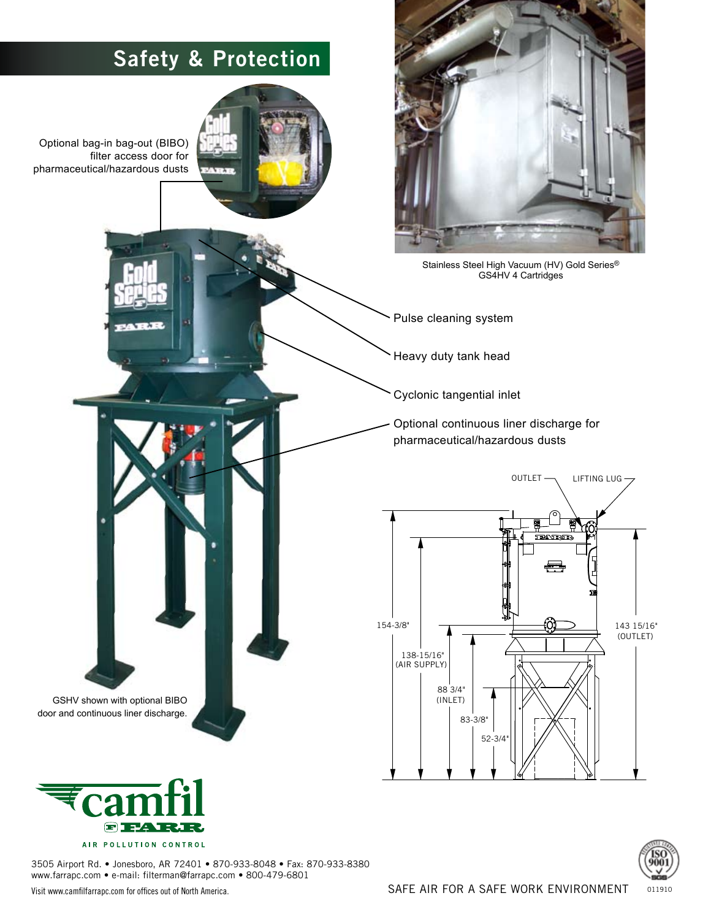## Safety & Protection

Optional bag-in bag-out (BIBO) filter access door for pharmaceutical/hazardous dusts

Stainless Steel High Vacuum (HV) Gold Series® GS4HV 4 Cartridges

Pulse cleaning system

Heavy duty tank head

Cyclonic tangential inlet

Optional continuous liner discharge for pharmaceutical/hazardous dusts

GSHV shown with optional BIBO door and continuous liner discharge.

OUTLET

LIFTING LUG

154-3/8"

138-15/16" (AIR SUPPLY)

88 3/4" (INLET)

83-3/8"

52-3/4"

143 15/16" (OUTLET)

camfil FARR

AIR POLLUTION CONTROL

3505 Airport Rd. • Jonesboro, AR 72401 • 870-933-8048 • Fax: 870-933-8380
www.farrapc.com • e-mail: filterman@farrapc.com • 800-479-6801

Visit www.camfilfarrapc.com for offices out of North America.

SAFE AIR FOR A SAFE WORK ENVIRONMENT

011910